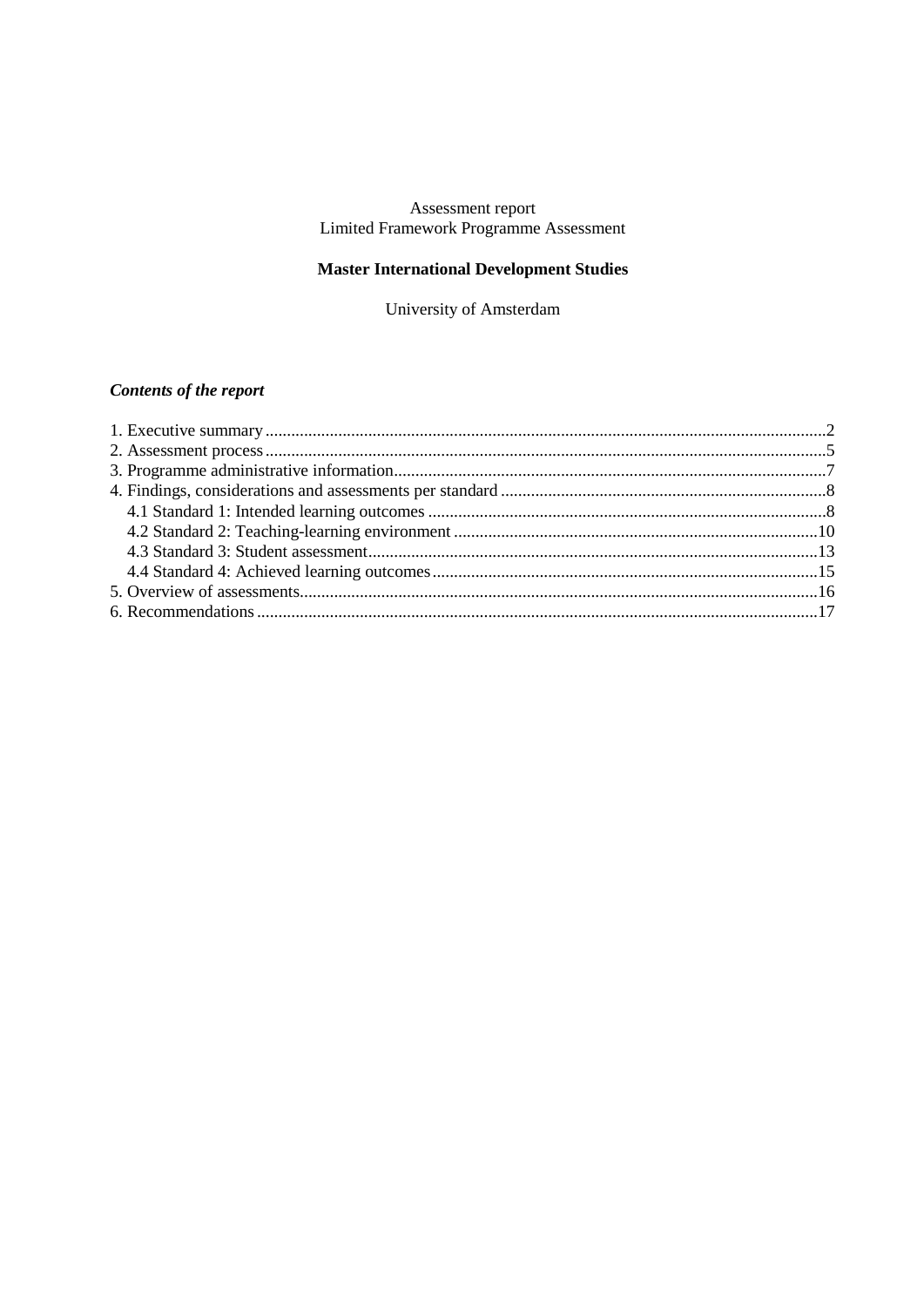Assessment report
Limited Framework Programme Assessment

# Master International Development Studies

University of Amsterdam

### *Contents of the report*

1. Executive summary .....2
2. Assessment process .....5
3. Programme administrative information .....7
4. Findings, considerations and assessments per standard .....8
   - 4.1 Standard 1: Intended learning outcomes .....8
   - 4.2 Standard 2: Teaching-learning environment .....10
   - 4.3 Standard 3: Student assessment .....13
   - 4.4 Standard 4: Achieved learning outcomes .....15
5. Overview of assessments .....16
6. Recommendations .....17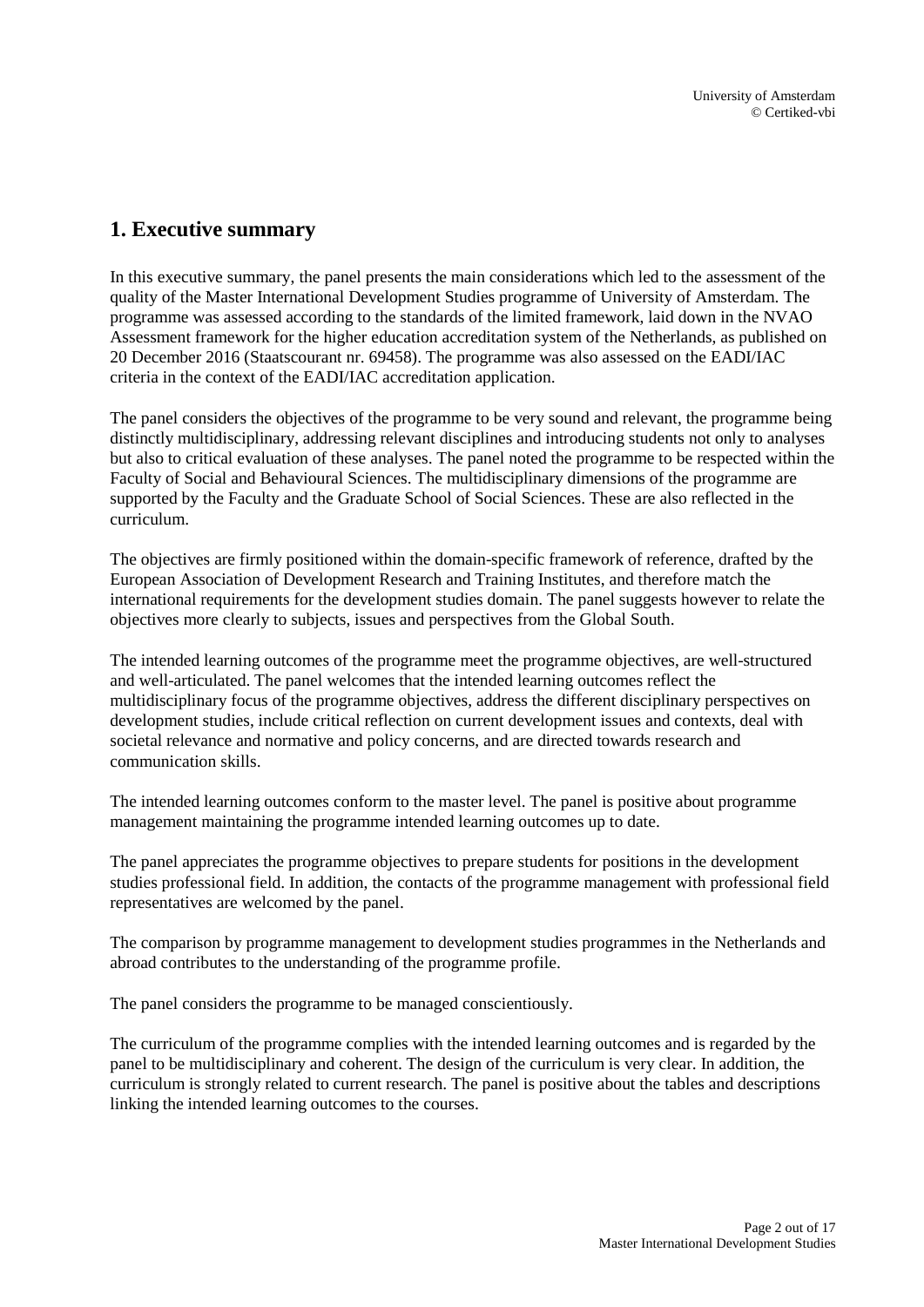# 1. Executive summary

In this executive summary, the panel presents the main considerations which led to the assessment of the quality of the Master International Development Studies programme of University of Amsterdam. The programme was assessed according to the standards of the limited framework, laid down in the NVAO Assessment framework for the higher education accreditation system of the Netherlands, as published on 20 December 2016 (Staatscourant nr. 69458). The programme was also assessed on the EADI/IAC criteria in the context of the EADI/IAC accreditation application.

The panel considers the objectives of the programme to be very sound and relevant, the programme being distinctly multidisciplinary, addressing relevant disciplines and introducing students not only to analyses but also to critical evaluation of these analyses. The panel noted the programme to be respected within the Faculty of Social and Behavioural Sciences. The multidisciplinary dimensions of the programme are supported by the Faculty and the Graduate School of Social Sciences. These are also reflected in the curriculum.

The objectives are firmly positioned within the domain-specific framework of reference, drafted by the European Association of Development Research and Training Institutes, and therefore match the international requirements for the development studies domain. The panel suggests however to relate the objectives more clearly to subjects, issues and perspectives from the Global South.

The intended learning outcomes of the programme meet the programme objectives, are well-structured and well-articulated. The panel welcomes that the intended learning outcomes reflect the multidisciplinary focus of the programme objectives, address the different disciplinary perspectives on development studies, include critical reflection on current development issues and contexts, deal with societal relevance and normative and policy concerns, and are directed towards research and communication skills.

The intended learning outcomes conform to the master level. The panel is positive about programme management maintaining the programme intended learning outcomes up to date.

The panel appreciates the programme objectives to prepare students for positions in the development studies professional field. In addition, the contacts of the programme management with professional field representatives are welcomed by the panel.

The comparison by programme management to development studies programmes in the Netherlands and abroad contributes to the understanding of the programme profile.

The panel considers the programme to be managed conscientiously.

The curriculum of the programme complies with the intended learning outcomes and is regarded by the panel to be multidisciplinary and coherent. The design of the curriculum is very clear. In addition, the curriculum is strongly related to current research. The panel is positive about the tables and descriptions linking the intended learning outcomes to the courses.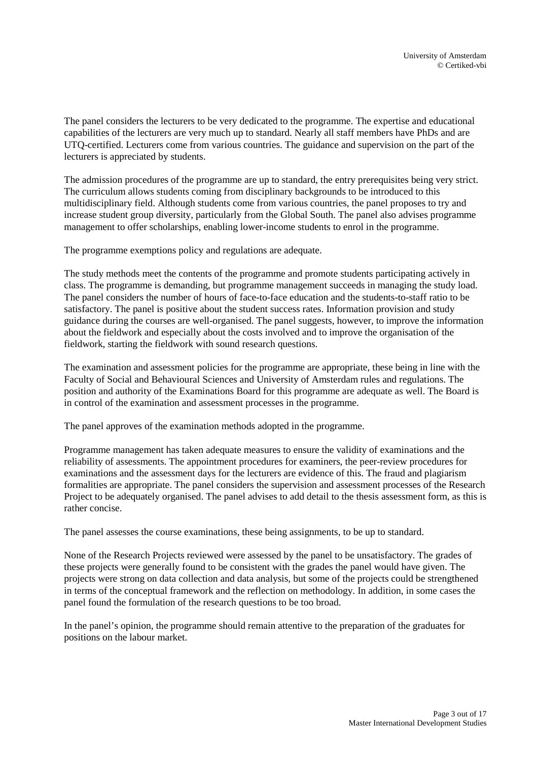The panel considers the lecturers to be very dedicated to the programme. The expertise and educational capabilities of the lecturers are very much up to standard. Nearly all staff members have PhDs and are UTQ-certified. Lecturers come from various countries. The guidance and supervision on the part of the lecturers is appreciated by students.

The admission procedures of the programme are up to standard, the entry prerequisites being very strict. The curriculum allows students coming from disciplinary backgrounds to be introduced to this multidisciplinary field. Although students come from various countries, the panel proposes to try and increase student group diversity, particularly from the Global South. The panel also advises programme management to offer scholarships, enabling lower-income students to enrol in the programme.

The programme exemptions policy and regulations are adequate.

The study methods meet the contents of the programme and promote students participating actively in class. The programme is demanding, but programme management succeeds in managing the study load. The panel considers the number of hours of face-to-face education and the students-to-staff ratio to be satisfactory. The panel is positive about the student success rates. Information provision and study guidance during the courses are well-organised. The panel suggests, however, to improve the information about the fieldwork and especially about the costs involved and to improve the organisation of the fieldwork, starting the fieldwork with sound research questions.

The examination and assessment policies for the programme are appropriate, these being in line with the Faculty of Social and Behavioural Sciences and University of Amsterdam rules and regulations. The position and authority of the Examinations Board for this programme are adequate as well. The Board is in control of the examination and assessment processes in the programme.

The panel approves of the examination methods adopted in the programme.

Programme management has taken adequate measures to ensure the validity of examinations and the reliability of assessments. The appointment procedures for examiners, the peer-review procedures for examinations and the assessment days for the lecturers are evidence of this. The fraud and plagiarism formalities are appropriate. The panel considers the supervision and assessment processes of the Research Project to be adequately organised. The panel advises to add detail to the thesis assessment form, as this is rather concise.

The panel assesses the course examinations, these being assignments, to be up to standard.

None of the Research Projects reviewed were assessed by the panel to be unsatisfactory. The grades of these projects were generally found to be consistent with the grades the panel would have given. The projects were strong on data collection and data analysis, but some of the projects could be strengthened in terms of the conceptual framework and the reflection on methodology. In addition, in some cases the panel found the formulation of the research questions to be too broad.

In the panel's opinion, the programme should remain attentive to the preparation of the graduates for positions on the labour market.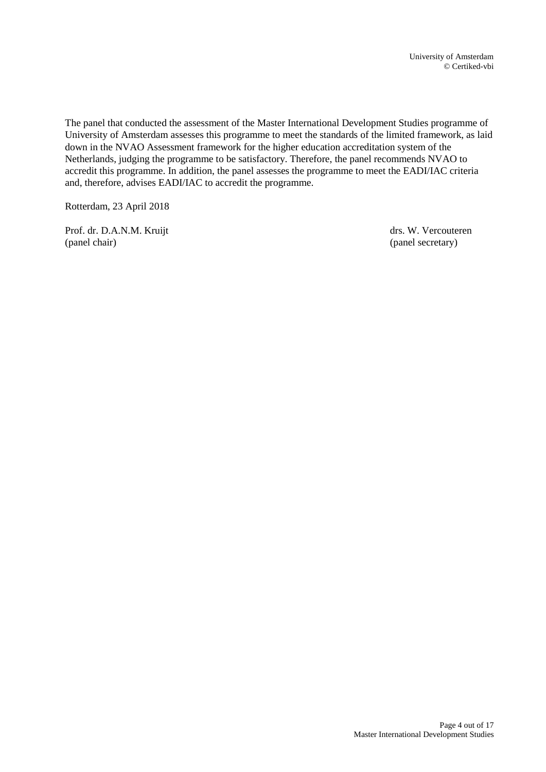The panel that conducted the assessment of the Master International Development Studies programme of University of Amsterdam assesses this programme to meet the standards of the limited framework, as laid down in the NVAO Assessment framework for the higher education accreditation system of the Netherlands, judging the programme to be satisfactory. Therefore, the panel recommends NVAO to accredit this programme. In addition, the panel assesses the programme to meet the EADI/IAC criteria and, therefore, advises EADI/IAC to accredit the programme.

Rotterdam, 23 April 2018

Prof. dr. D.A.N.M. Kruijt
(panel chair)

drs. W. Vercouteren
(panel secretary)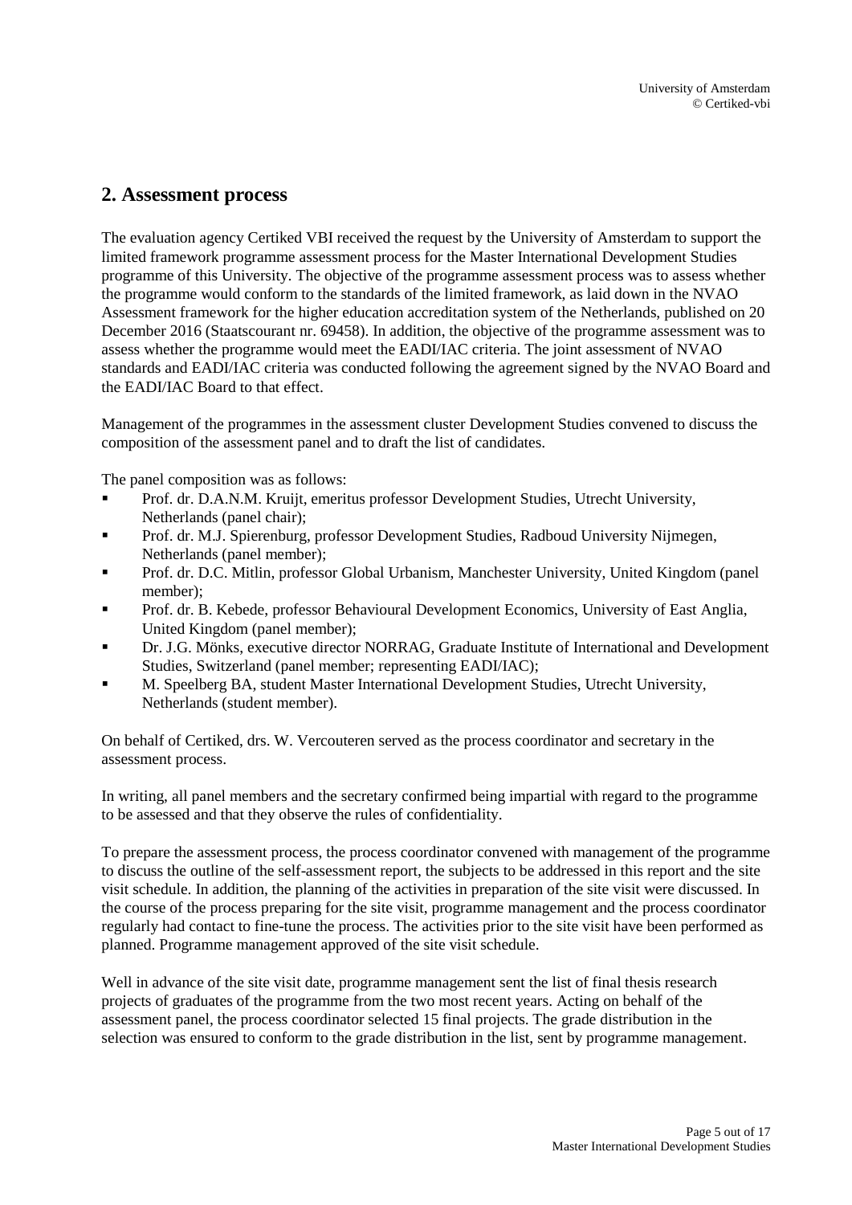## 2. Assessment process

The evaluation agency Certiked VBI received the request by the University of Amsterdam to support the limited framework programme assessment process for the Master International Development Studies programme of this University. The objective of the programme assessment process was to assess whether the programme would conform to the standards of the limited framework, as laid down in the NVAO Assessment framework for the higher education accreditation system of the Netherlands, published on 20 December 2016 (Staatscourant nr. 69458). In addition, the objective of the programme assessment was to assess whether the programme would meet the EADI/IAC criteria. The joint assessment of NVAO standards and EADI/IAC criteria was conducted following the agreement signed by the NVAO Board and the EADI/IAC Board to that effect.

Management of the programmes in the assessment cluster Development Studies convened to discuss the composition of the assessment panel and to draft the list of candidates.

The panel composition was as follows:

- Prof. dr. D.A.N.M. Kruijt, emeritus professor Development Studies, Utrecht University, Netherlands (panel chair);
- Prof. dr. M.J. Spierenburg, professor Development Studies, Radboud University Nijmegen, Netherlands (panel member);
- Prof. dr. D.C. Mitlin, professor Global Urbanism, Manchester University, United Kingdom (panel member);
- Prof. dr. B. Kebede, professor Behavioural Development Economics, University of East Anglia, United Kingdom (panel member);
- Dr. J.G. Mönks, executive director NORRAG, Graduate Institute of International and Development Studies, Switzerland (panel member; representing EADI/IAC);
- M. Speelberg BA, student Master International Development Studies, Utrecht University, Netherlands (student member).

On behalf of Certiked, drs. W. Vercouteren served as the process coordinator and secretary in the assessment process.

In writing, all panel members and the secretary confirmed being impartial with regard to the programme to be assessed and that they observe the rules of confidentiality.

To prepare the assessment process, the process coordinator convened with management of the programme to discuss the outline of the self-assessment report, the subjects to be addressed in this report and the site visit schedule. In addition, the planning of the activities in preparation of the site visit were discussed. In the course of the process preparing for the site visit, programme management and the process coordinator regularly had contact to fine-tune the process. The activities prior to the site visit have been performed as planned. Programme management approved of the site visit schedule.

Well in advance of the site visit date, programme management sent the list of final thesis research projects of graduates of the programme from the two most recent years. Acting on behalf of the assessment panel, the process coordinator selected 15 final projects. The grade distribution in the selection was ensured to conform to the grade distribution in the list, sent by programme management.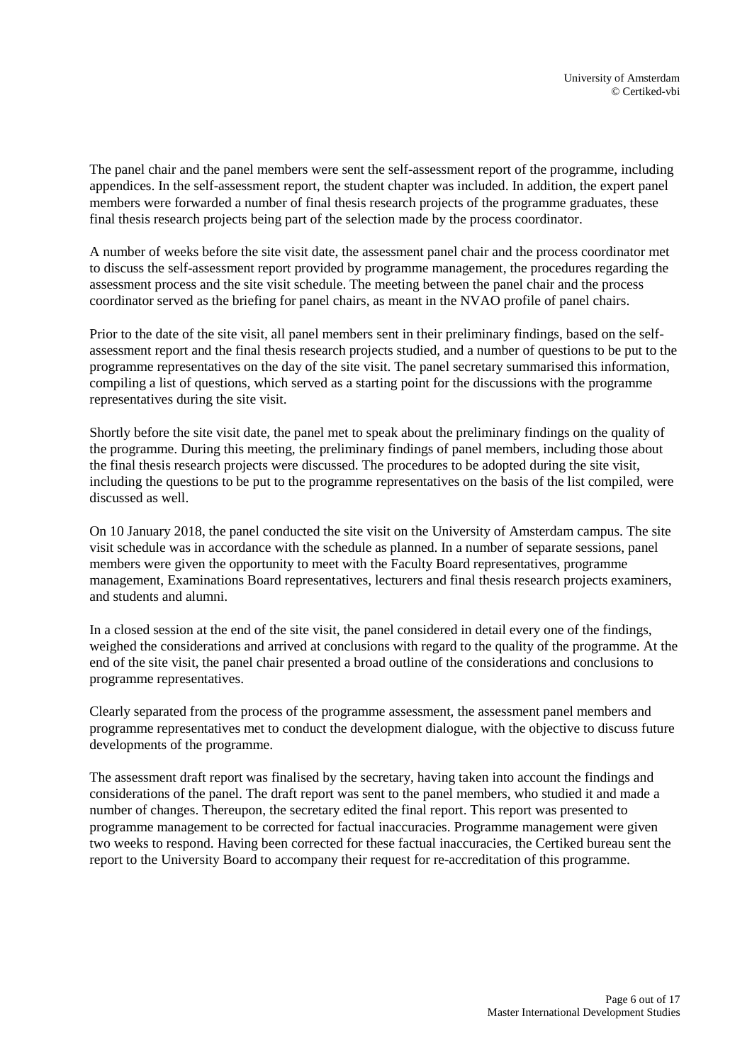The panel chair and the panel members were sent the self-assessment report of the programme, including appendices. In the self-assessment report, the student chapter was included. In addition, the expert panel members were forwarded a number of final thesis research projects of the programme graduates, these final thesis research projects being part of the selection made by the process coordinator.

A number of weeks before the site visit date, the assessment panel chair and the process coordinator met to discuss the self-assessment report provided by programme management, the procedures regarding the assessment process and the site visit schedule. The meeting between the panel chair and the process coordinator served as the briefing for panel chairs, as meant in the NVAO profile of panel chairs.

Prior to the date of the site visit, all panel members sent in their preliminary findings, based on the self-assessment report and the final thesis research projects studied, and a number of questions to be put to the programme representatives on the day of the site visit. The panel secretary summarised this information, compiling a list of questions, which served as a starting point for the discussions with the programme representatives during the site visit.

Shortly before the site visit date, the panel met to speak about the preliminary findings on the quality of the programme. During this meeting, the preliminary findings of panel members, including those about the final thesis research projects were discussed. The procedures to be adopted during the site visit, including the questions to be put to the programme representatives on the basis of the list compiled, were discussed as well.

On 10 January 2018, the panel conducted the site visit on the University of Amsterdam campus. The site visit schedule was in accordance with the schedule as planned. In a number of separate sessions, panel members were given the opportunity to meet with the Faculty Board representatives, programme management, Examinations Board representatives, lecturers and final thesis research projects examiners, and students and alumni.

In a closed session at the end of the site visit, the panel considered in detail every one of the findings, weighed the considerations and arrived at conclusions with regard to the quality of the programme. At the end of the site visit, the panel chair presented a broad outline of the considerations and conclusions to programme representatives.

Clearly separated from the process of the programme assessment, the assessment panel members and programme representatives met to conduct the development dialogue, with the objective to discuss future developments of the programme.

The assessment draft report was finalised by the secretary, having taken into account the findings and considerations of the panel. The draft report was sent to the panel members, who studied it and made a number of changes. Thereupon, the secretary edited the final report. This report was presented to programme management to be corrected for factual inaccuracies. Programme management were given two weeks to respond. Having been corrected for these factual inaccuracies, the Certiked bureau sent the report to the University Board to accompany their request for re-accreditation of this programme.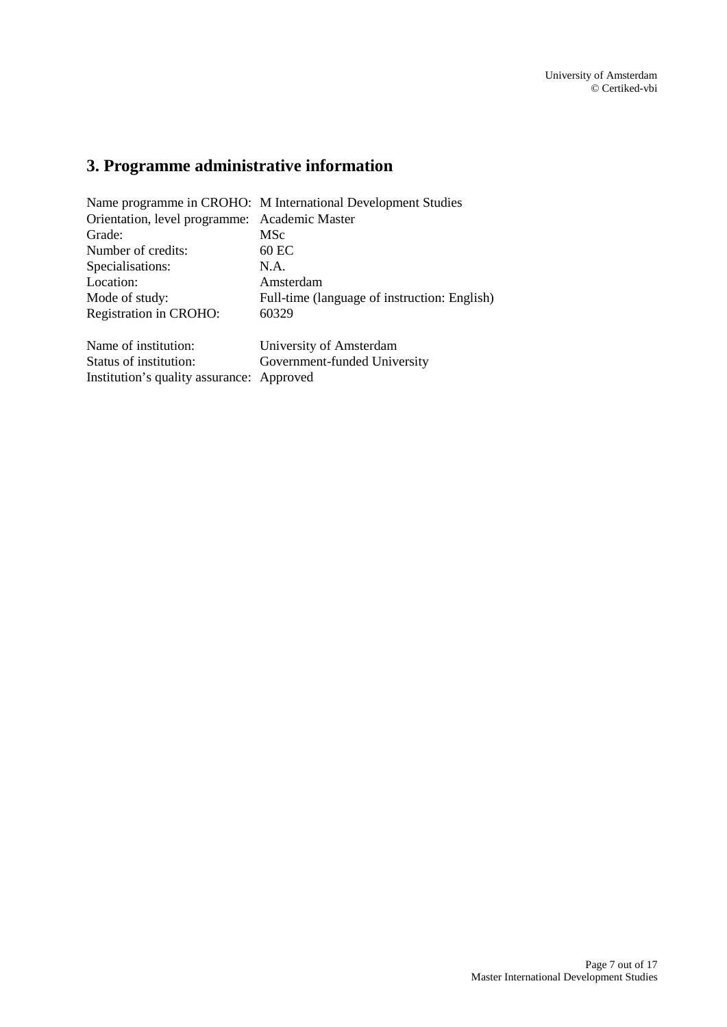## 3. Programme administrative information

Name programme in CROHO: M International Development Studies
Orientation, level programme: Academic Master
Grade: MSc
Number of credits: 60 EC
Specialisations: N.A.
Location: Amsterdam
Mode of study: Full-time (language of instruction: English)
Registration in CROHO: 60329

Name of institution: University of Amsterdam
Status of institution: Government-funded University
Institution's quality assurance: Approved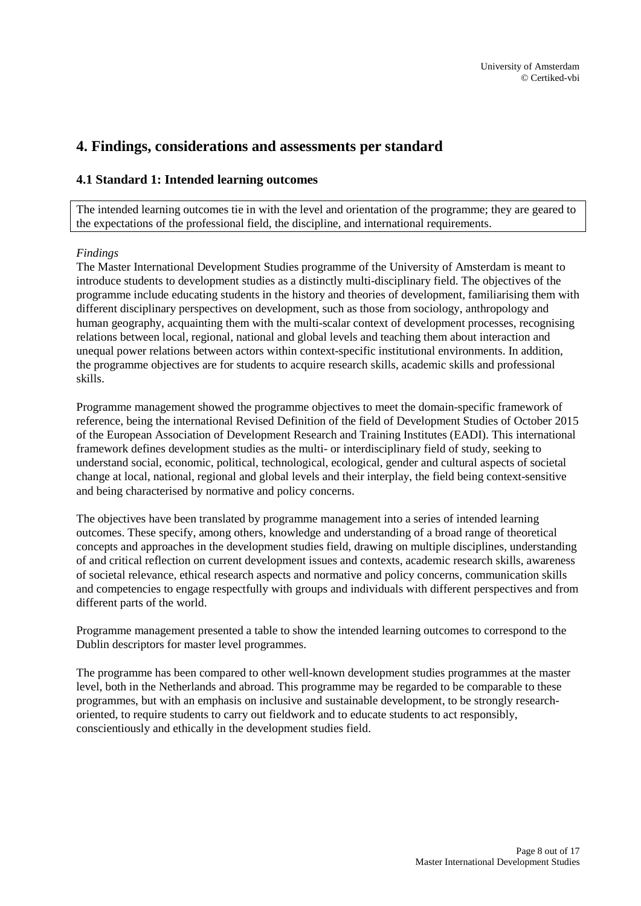# 4. Findings, considerations and assessments per standard

## 4.1 Standard 1: Intended learning outcomes

The intended learning outcomes tie in with the level and orientation of the programme; they are geared to the expectations of the professional field, the discipline, and international requirements.

*Findings*

The Master International Development Studies programme of the University of Amsterdam is meant to introduce students to development studies as a distinctly multi-disciplinary field. The objectives of the programme include educating students in the history and theories of development, familiarising them with different disciplinary perspectives on development, such as those from sociology, anthropology and human geography, acquainting them with the multi-scalar context of development processes, recognising relations between local, regional, national and global levels and teaching them about interaction and unequal power relations between actors within context-specific institutional environments. In addition, the programme objectives are for students to acquire research skills, academic skills and professional skills.

Programme management showed the programme objectives to meet the domain-specific framework of reference, being the international Revised Definition of the field of Development Studies of October 2015 of the European Association of Development Research and Training Institutes (EADI). This international framework defines development studies as the multi- or interdisciplinary field of study, seeking to understand social, economic, political, technological, ecological, gender and cultural aspects of societal change at local, national, regional and global levels and their interplay, the field being context-sensitive and being characterised by normative and policy concerns.

The objectives have been translated by programme management into a series of intended learning outcomes. These specify, among others, knowledge and understanding of a broad range of theoretical concepts and approaches in the development studies field, drawing on multiple disciplines, understanding of and critical reflection on current development issues and contexts, academic research skills, awareness of societal relevance, ethical research aspects and normative and policy concerns, communication skills and competencies to engage respectfully with groups and individuals with different perspectives and from different parts of the world.

Programme management presented a table to show the intended learning outcomes to correspond to the Dublin descriptors for master level programmes.

The programme has been compared to other well-known development studies programmes at the master level, both in the Netherlands and abroad. This programme may be regarded to be comparable to these programmes, but with an emphasis on inclusive and sustainable development, to be strongly research-oriented, to require students to carry out fieldwork and to educate students to act responsibly, conscientiously and ethically in the development studies field.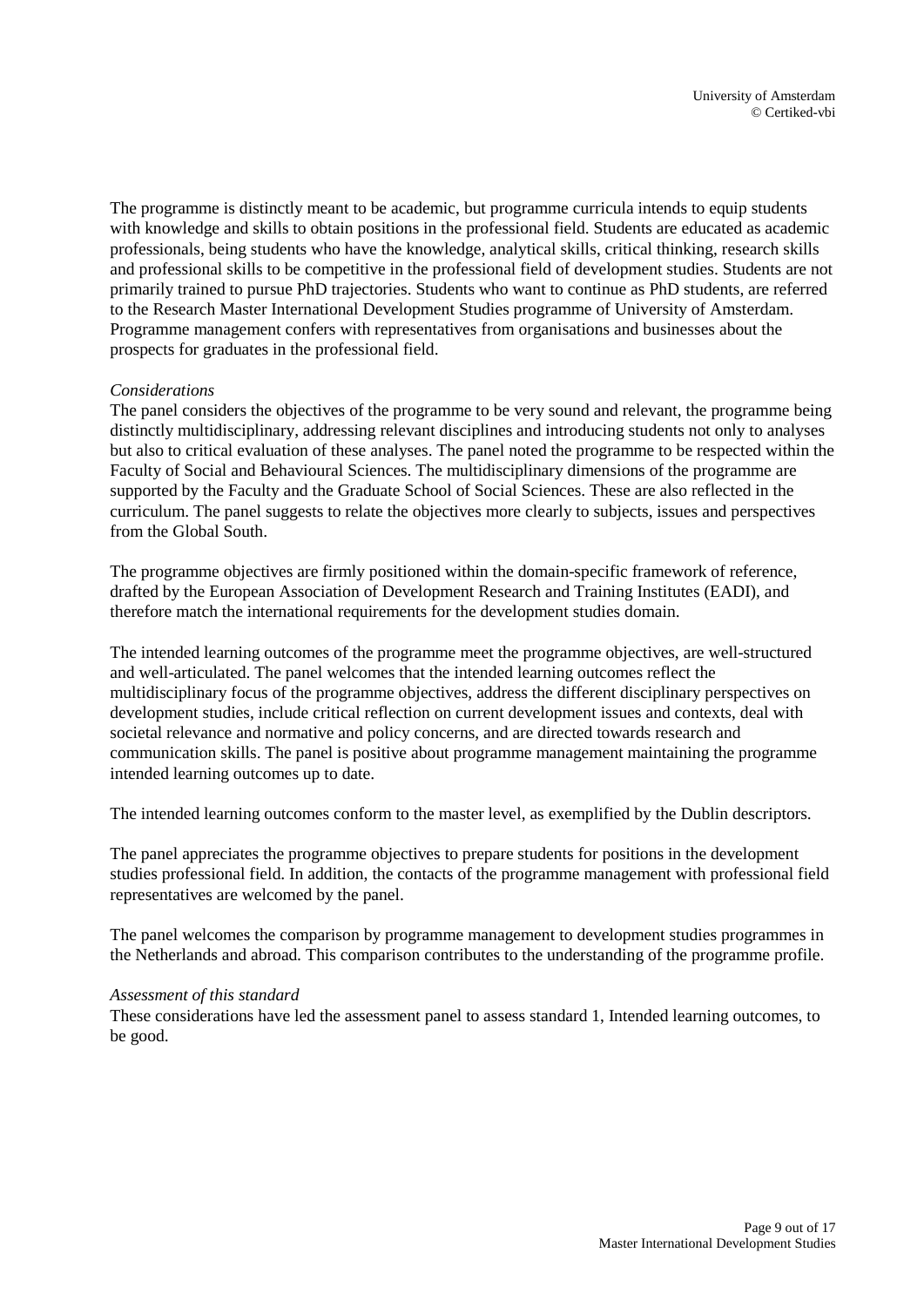The programme is distinctly meant to be academic, but programme curricula intends to equip students with knowledge and skills to obtain positions in the professional field. Students are educated as academic professionals, being students who have the knowledge, analytical skills, critical thinking, research skills and professional skills to be competitive in the professional field of development studies. Students are not primarily trained to pursue PhD trajectories. Students who want to continue as PhD students, are referred to the Research Master International Development Studies programme of University of Amsterdam. Programme management confers with representatives from organisations and businesses about the prospects for graduates in the professional field.

*Considerations*

The panel considers the objectives of the programme to be very sound and relevant, the programme being distinctly multidisciplinary, addressing relevant disciplines and introducing students not only to analyses but also to critical evaluation of these analyses. The panel noted the programme to be respected within the Faculty of Social and Behavioural Sciences. The multidisciplinary dimensions of the programme are supported by the Faculty and the Graduate School of Social Sciences. These are also reflected in the curriculum. The panel suggests to relate the objectives more clearly to subjects, issues and perspectives from the Global South.

The programme objectives are firmly positioned within the domain-specific framework of reference, drafted by the European Association of Development Research and Training Institutes (EADI), and therefore match the international requirements for the development studies domain.

The intended learning outcomes of the programme meet the programme objectives, are well-structured and well-articulated. The panel welcomes that the intended learning outcomes reflect the multidisciplinary focus of the programme objectives, address the different disciplinary perspectives on development studies, include critical reflection on current development issues and contexts, deal with societal relevance and normative and policy concerns, and are directed towards research and communication skills. The panel is positive about programme management maintaining the programme intended learning outcomes up to date.

The intended learning outcomes conform to the master level, as exemplified by the Dublin descriptors.

The panel appreciates the programme objectives to prepare students for positions in the development studies professional field. In addition, the contacts of the programme management with professional field representatives are welcomed by the panel.

The panel welcomes the comparison by programme management to development studies programmes in the Netherlands and abroad. This comparison contributes to the understanding of the programme profile.

*Assessment of this standard*

These considerations have led the assessment panel to assess standard 1, Intended learning outcomes, to be good.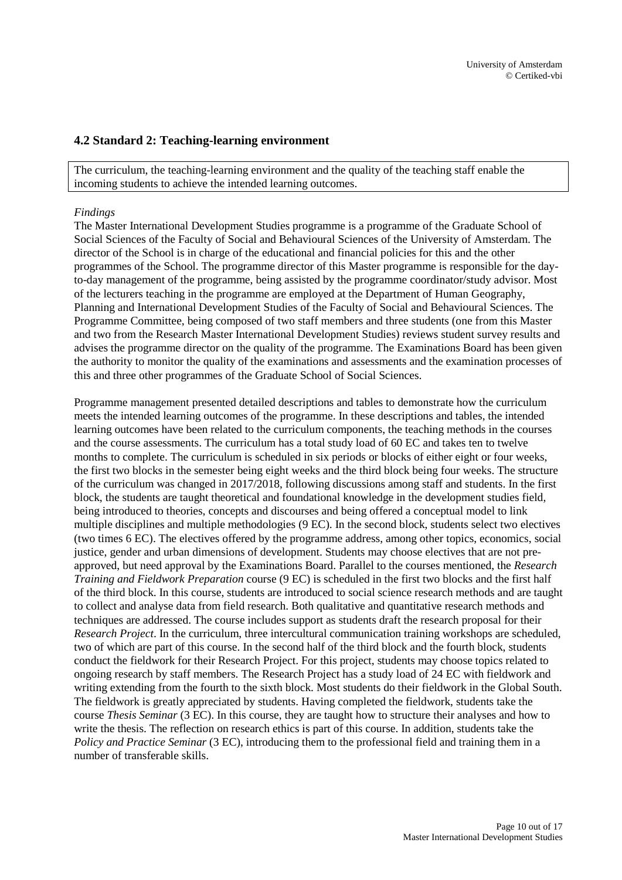### 4.2 Standard 2: Teaching-learning environment

The curriculum, the teaching-learning environment and the quality of the teaching staff enable the incoming students to achieve the intended learning outcomes.

*Findings*

The Master International Development Studies programme is a programme of the Graduate School of Social Sciences of the Faculty of Social and Behavioural Sciences of the University of Amsterdam. The director of the School is in charge of the educational and financial policies for this and the other programmes of the School. The programme director of this Master programme is responsible for the day-to-day management of the programme, being assisted by the programme coordinator/study advisor. Most of the lecturers teaching in the programme are employed at the Department of Human Geography, Planning and International Development Studies of the Faculty of Social and Behavioural Sciences. The Programme Committee, being composed of two staff members and three students (one from this Master and two from the Research Master International Development Studies) reviews student survey results and advises the programme director on the quality of the programme. The Examinations Board has been given the authority to monitor the quality of the examinations and assessments and the examination processes of this and three other programmes of the Graduate School of Social Sciences.

Programme management presented detailed descriptions and tables to demonstrate how the curriculum meets the intended learning outcomes of the programme. In these descriptions and tables, the intended learning outcomes have been related to the curriculum components, the teaching methods in the courses and the course assessments. The curriculum has a total study load of 60 EC and takes ten to twelve months to complete. The curriculum is scheduled in six periods or blocks of either eight or four weeks, the first two blocks in the semester being eight weeks and the third block being four weeks. The structure of the curriculum was changed in 2017/2018, following discussions among staff and students. In the first block, the students are taught theoretical and foundational knowledge in the development studies field, being introduced to theories, concepts and discourses and being offered a conceptual model to link multiple disciplines and multiple methodologies (9 EC). In the second block, students select two electives (two times 6 EC). The electives offered by the programme address, among other topics, economics, social justice, gender and urban dimensions of development. Students may choose electives that are not pre-approved, but need approval by the Examinations Board. Parallel to the courses mentioned, the *Research Training and Fieldwork Preparation* course (9 EC) is scheduled in the first two blocks and the first half of the third block. In this course, students are introduced to social science research methods and are taught to collect and analyse data from field research. Both qualitative and quantitative research methods and techniques are addressed. The course includes support as students draft the research proposal for their *Research Project*. In the curriculum, three intercultural communication training workshops are scheduled, two of which are part of this course. In the second half of the third block and the fourth block, students conduct the fieldwork for their Research Project. For this project, students may choose topics related to ongoing research by staff members. The Research Project has a study load of 24 EC with fieldwork and writing extending from the fourth to the sixth block. Most students do their fieldwork in the Global South. The fieldwork is greatly appreciated by students. Having completed the fieldwork, students take the course *Thesis Seminar* (3 EC). In this course, they are taught how to structure their analyses and how to write the thesis. The reflection on research ethics is part of this course. In addition, students take the *Policy and Practice Seminar* (3 EC), introducing them to the professional field and training them in a number of transferable skills.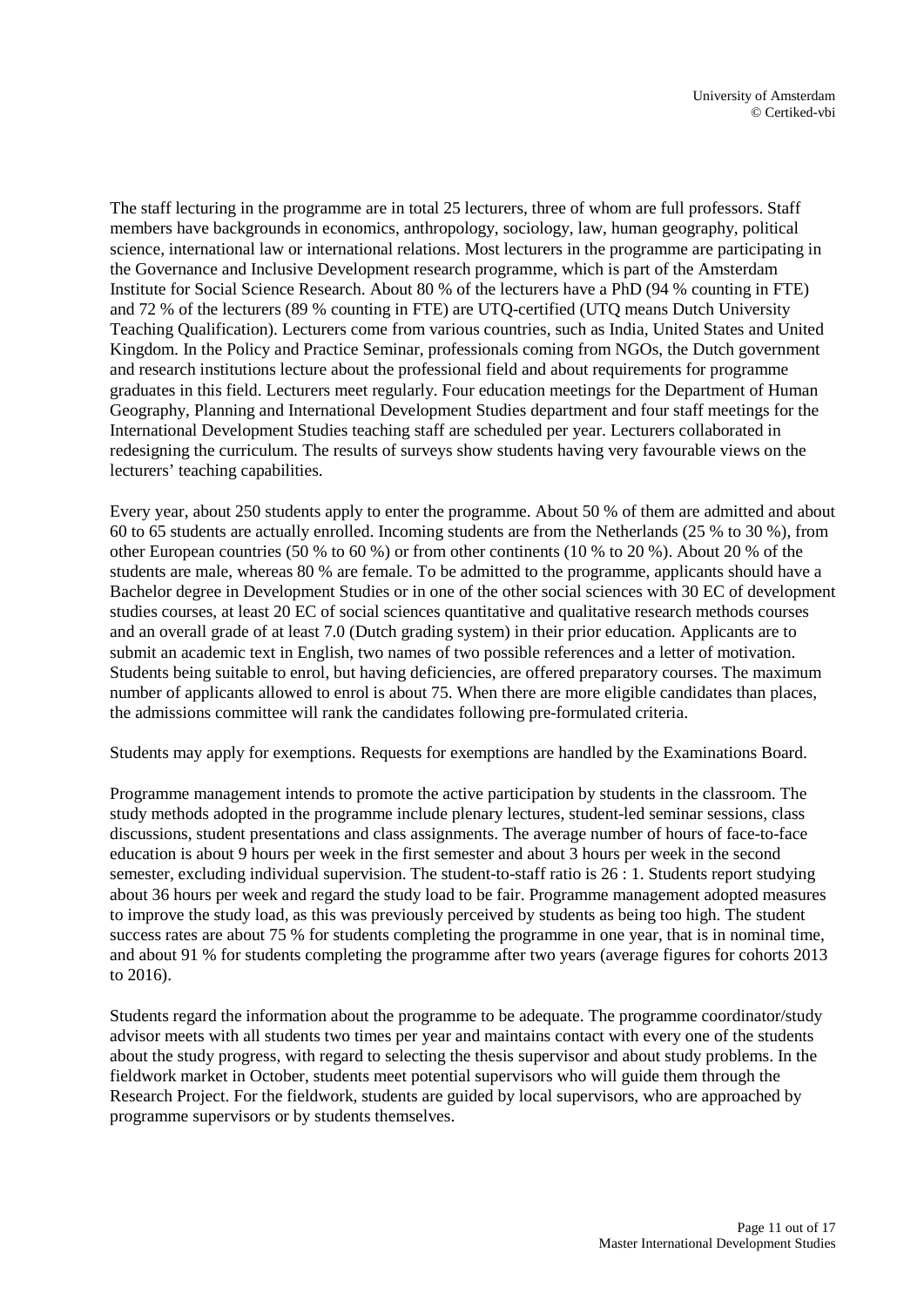The staff lecturing in the programme are in total 25 lecturers, three of whom are full professors. Staff members have backgrounds in economics, anthropology, sociology, law, human geography, political science, international law or international relations. Most lecturers in the programme are participating in the Governance and Inclusive Development research programme, which is part of the Amsterdam Institute for Social Science Research. About 80 % of the lecturers have a PhD (94 % counting in FTE) and 72 % of the lecturers (89 % counting in FTE) are UTQ-certified (UTQ means Dutch University Teaching Qualification). Lecturers come from various countries, such as India, United States and United Kingdom. In the Policy and Practice Seminar, professionals coming from NGOs, the Dutch government and research institutions lecture about the professional field and about requirements for programme graduates in this field. Lecturers meet regularly. Four education meetings for the Department of Human Geography, Planning and International Development Studies department and four staff meetings for the International Development Studies teaching staff are scheduled per year. Lecturers collaborated in redesigning the curriculum. The results of surveys show students having very favourable views on the lecturers' teaching capabilities.

Every year, about 250 students apply to enter the programme. About 50 % of them are admitted and about 60 to 65 students are actually enrolled. Incoming students are from the Netherlands (25 % to 30 %), from other European countries (50 % to 60 %) or from other continents (10 % to 20 %). About 20 % of the students are male, whereas 80 % are female. To be admitted to the programme, applicants should have a Bachelor degree in Development Studies or in one of the other social sciences with 30 EC of development studies courses, at least 20 EC of social sciences quantitative and qualitative research methods courses and an overall grade of at least 7.0 (Dutch grading system) in their prior education. Applicants are to submit an academic text in English, two names of two possible references and a letter of motivation. Students being suitable to enrol, but having deficiencies, are offered preparatory courses. The maximum number of applicants allowed to enrol is about 75. When there are more eligible candidates than places, the admissions committee will rank the candidates following pre-formulated criteria.

Students may apply for exemptions. Requests for exemptions are handled by the Examinations Board.

Programme management intends to promote the active participation by students in the classroom. The study methods adopted in the programme include plenary lectures, student-led seminar sessions, class discussions, student presentations and class assignments. The average number of hours of face-to-face education is about 9 hours per week in the first semester and about 3 hours per week in the second semester, excluding individual supervision. The student-to-staff ratio is 26 : 1. Students report studying about 36 hours per week and regard the study load to be fair. Programme management adopted measures to improve the study load, as this was previously perceived by students as being too high. The student success rates are about 75 % for students completing the programme in one year, that is in nominal time, and about 91 % for students completing the programme after two years (average figures for cohorts 2013 to 2016).

Students regard the information about the programme to be adequate. The programme coordinator/study advisor meets with all students two times per year and maintains contact with every one of the students about the study progress, with regard to selecting the thesis supervisor and about study problems. In the fieldwork market in October, students meet potential supervisors who will guide them through the Research Project. For the fieldwork, students are guided by local supervisors, who are approached by programme supervisors or by students themselves.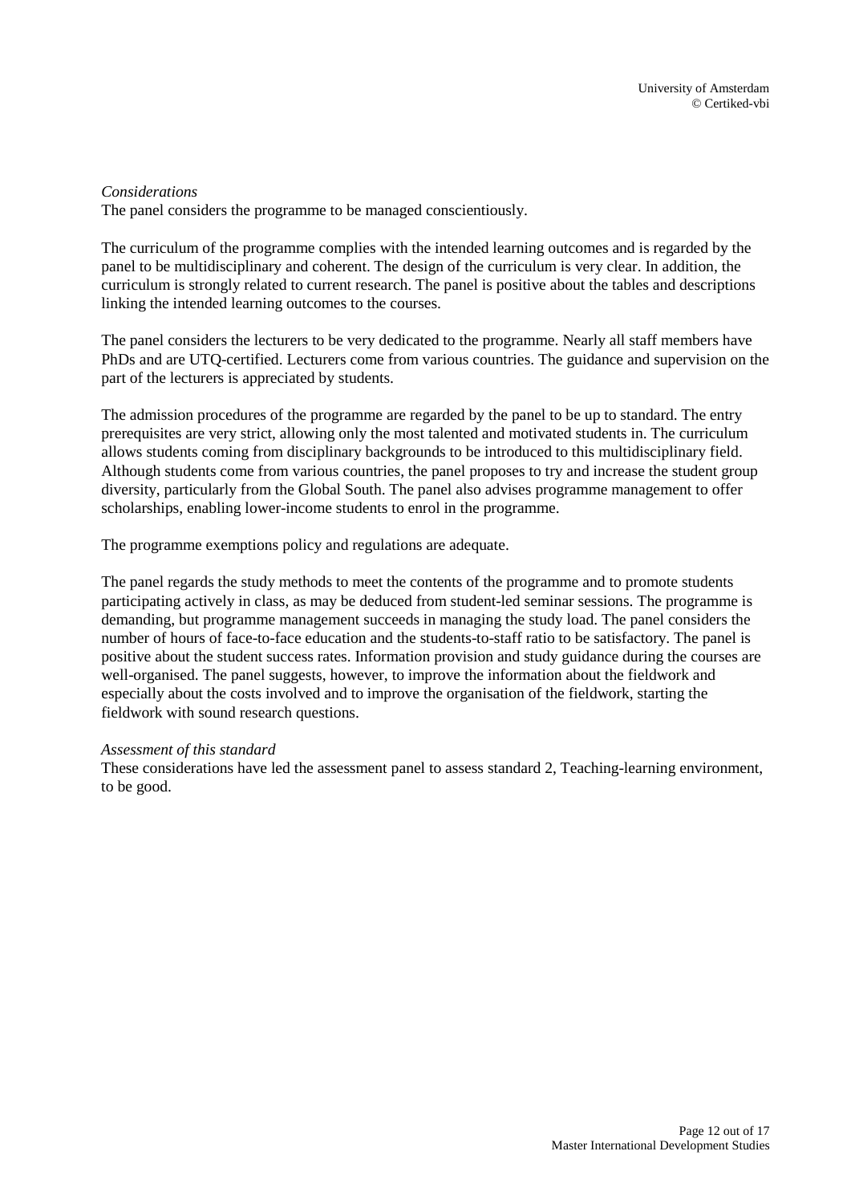*Considerations*

The panel considers the programme to be managed conscientiously.

The curriculum of the programme complies with the intended learning outcomes and is regarded by the panel to be multidisciplinary and coherent. The design of the curriculum is very clear. In addition, the curriculum is strongly related to current research. The panel is positive about the tables and descriptions linking the intended learning outcomes to the courses.

The panel considers the lecturers to be very dedicated to the programme. Nearly all staff members have PhDs and are UTQ-certified. Lecturers come from various countries. The guidance and supervision on the part of the lecturers is appreciated by students.

The admission procedures of the programme are regarded by the panel to be up to standard. The entry prerequisites are very strict, allowing only the most talented and motivated students in. The curriculum allows students coming from disciplinary backgrounds to be introduced to this multidisciplinary field. Although students come from various countries, the panel proposes to try and increase the student group diversity, particularly from the Global South. The panel also advises programme management to offer scholarships, enabling lower-income students to enrol in the programme.

The programme exemptions policy and regulations are adequate.

The panel regards the study methods to meet the contents of the programme and to promote students participating actively in class, as may be deduced from student-led seminar sessions. The programme is demanding, but programme management succeeds in managing the study load. The panel considers the number of hours of face-to-face education and the students-to-staff ratio to be satisfactory. The panel is positive about the student success rates. Information provision and study guidance during the courses are well-organised. The panel suggests, however, to improve the information about the fieldwork and especially about the costs involved and to improve the organisation of the fieldwork, starting the fieldwork with sound research questions.

*Assessment of this standard*

These considerations have led the assessment panel to assess standard 2, Teaching-learning environment, to be good.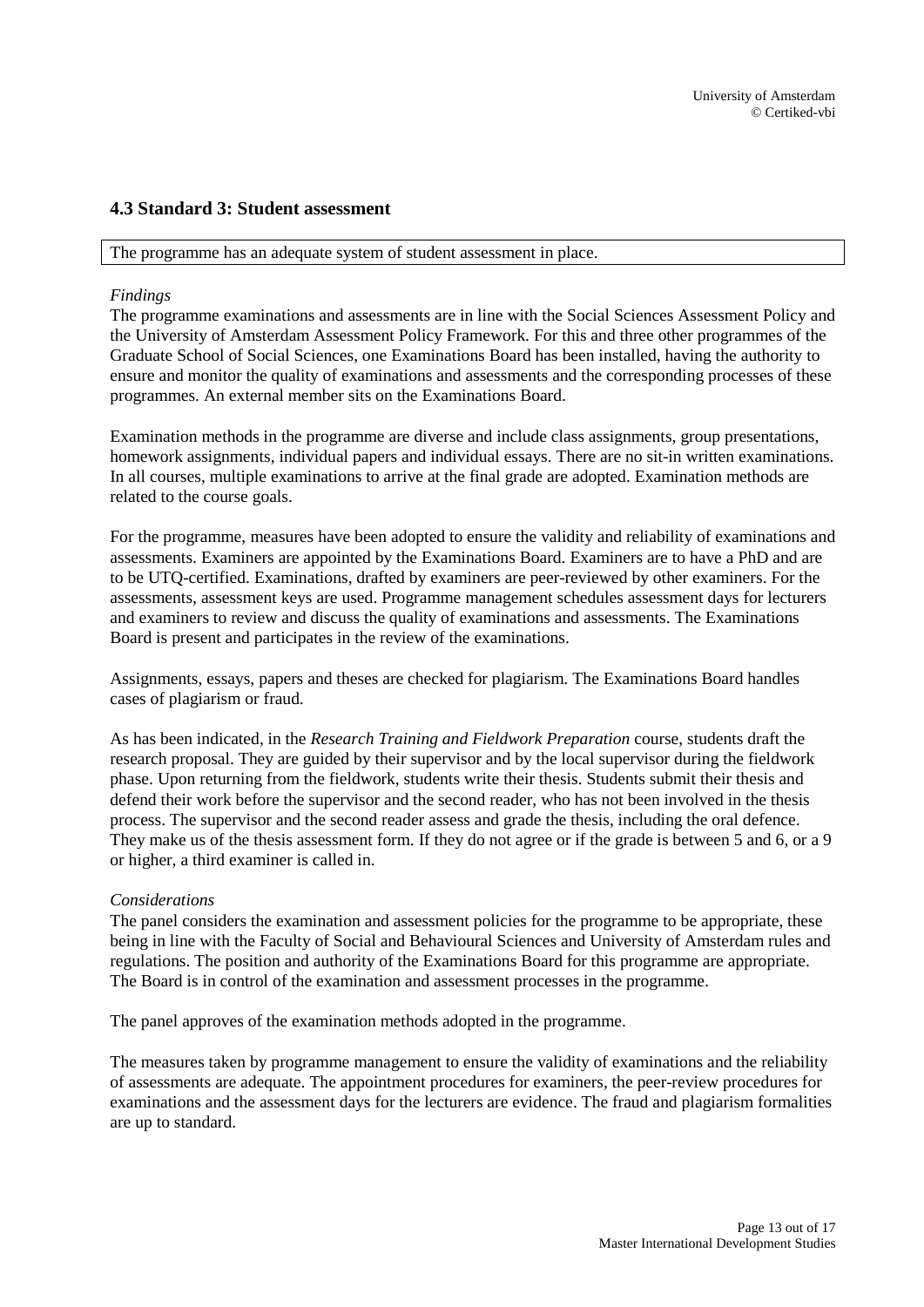### 4.3 Standard 3: Student assessment

| The programme has an adequate system of student assessment in place. |
| --- |

*Findings*

The programme examinations and assessments are in line with the Social Sciences Assessment Policy and the University of Amsterdam Assessment Policy Framework. For this and three other programmes of the Graduate School of Social Sciences, one Examinations Board has been installed, having the authority to ensure and monitor the quality of examinations and assessments and the corresponding processes of these programmes. An external member sits on the Examinations Board.

Examination methods in the programme are diverse and include class assignments, group presentations, homework assignments, individual papers and individual essays. There are no sit-in written examinations. In all courses, multiple examinations to arrive at the final grade are adopted. Examination methods are related to the course goals.

For the programme, measures have been adopted to ensure the validity and reliability of examinations and assessments. Examiners are appointed by the Examinations Board. Examiners are to have a PhD and are to be UTQ-certified. Examinations, drafted by examiners are peer-reviewed by other examiners. For the assessments, assessment keys are used. Programme management schedules assessment days for lecturers and examiners to review and discuss the quality of examinations and assessments. The Examinations Board is present and participates in the review of the examinations.

Assignments, essays, papers and theses are checked for plagiarism. The Examinations Board handles cases of plagiarism or fraud.

As has been indicated, in the *Research Training and Fieldwork Preparation* course, students draft the research proposal. They are guided by their supervisor and by the local supervisor during the fieldwork phase. Upon returning from the fieldwork, students write their thesis. Students submit their thesis and defend their work before the supervisor and the second reader, who has not been involved in the thesis process. The supervisor and the second reader assess and grade the thesis, including the oral defence. They make us of the thesis assessment form. If they do not agree or if the grade is between 5 and 6, or a 9 or higher, a third examiner is called in.

*Considerations*

The panel considers the examination and assessment policies for the programme to be appropriate, these being in line with the Faculty of Social and Behavioural Sciences and University of Amsterdam rules and regulations. The position and authority of the Examinations Board for this programme are appropriate. The Board is in control of the examination and assessment processes in the programme.

The panel approves of the examination methods adopted in the programme.

The measures taken by programme management to ensure the validity of examinations and the reliability of assessments are adequate. The appointment procedures for examiners, the peer-review procedures for examinations and the assessment days for the lecturers are evidence. The fraud and plagiarism formalities are up to standard.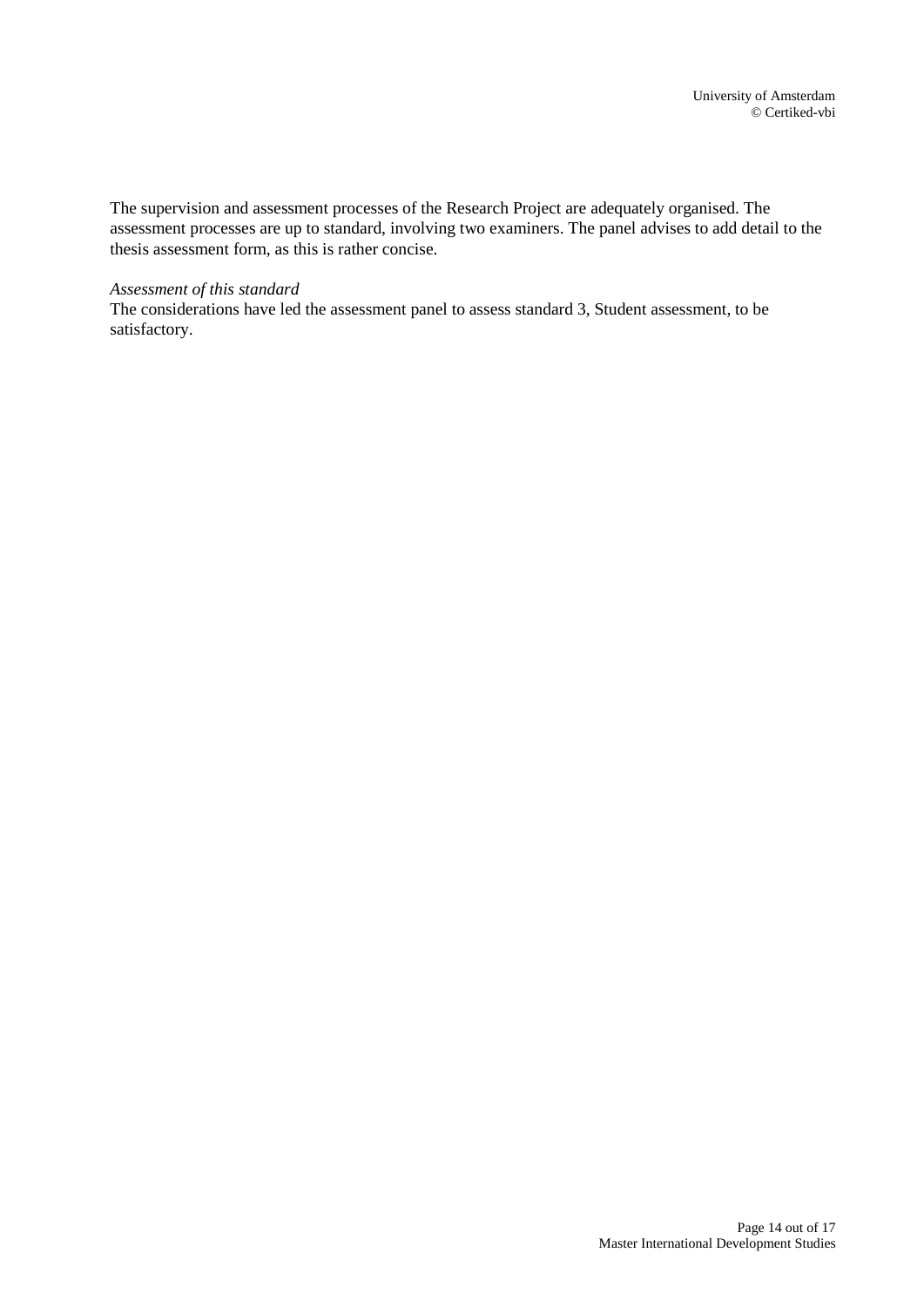The supervision and assessment processes of the Research Project are adequately organised. The assessment processes are up to standard, involving two examiners. The panel advises to add detail to the thesis assessment form, as this is rather concise.

*Assessment of this standard*

The considerations have led the assessment panel to assess standard 3, Student assessment, to be satisfactory.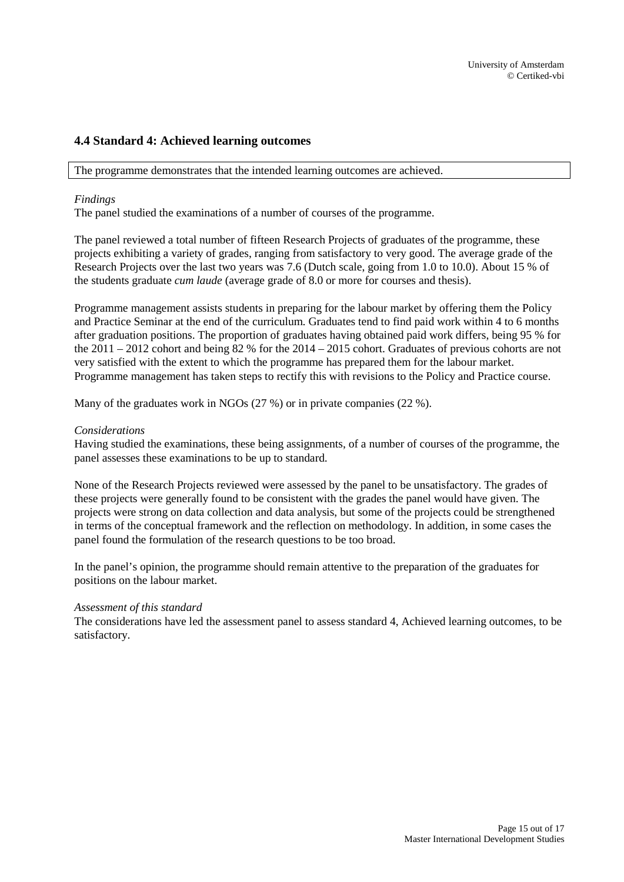## 4.4 Standard 4: Achieved learning outcomes

The programme demonstrates that the intended learning outcomes are achieved.

*Findings*
The panel studied the examinations of a number of courses of the programme.

The panel reviewed a total number of fifteen Research Projects of graduates of the programme, these projects exhibiting a variety of grades, ranging from satisfactory to very good. The average grade of the Research Projects over the last two years was 7.6 (Dutch scale, going from 1.0 to 10.0). About 15 % of the students graduate *cum laude* (average grade of 8.0 or more for courses and thesis).

Programme management assists students in preparing for the labour market by offering them the Policy and Practice Seminar at the end of the curriculum. Graduates tend to find paid work within 4 to 6 months after graduation positions. The proportion of graduates having obtained paid work differs, being 95 % for the 2011 – 2012 cohort and being 82 % for the 2014 – 2015 cohort. Graduates of previous cohorts are not very satisfied with the extent to which the programme has prepared them for the labour market. Programme management has taken steps to rectify this with revisions to the Policy and Practice course.

Many of the graduates work in NGOs (27 %) or in private companies (22 %).

*Considerations*
Having studied the examinations, these being assignments, of a number of courses of the programme, the panel assesses these examinations to be up to standard.

None of the Research Projects reviewed were assessed by the panel to be unsatisfactory. The grades of these projects were generally found to be consistent with the grades the panel would have given. The projects were strong on data collection and data analysis, but some of the projects could be strengthened in terms of the conceptual framework and the reflection on methodology. In addition, in some cases the panel found the formulation of the research questions to be too broad.

In the panel's opinion, the programme should remain attentive to the preparation of the graduates for positions on the labour market.

*Assessment of this standard*
The considerations have led the assessment panel to assess standard 4, Achieved learning outcomes, to be satisfactory.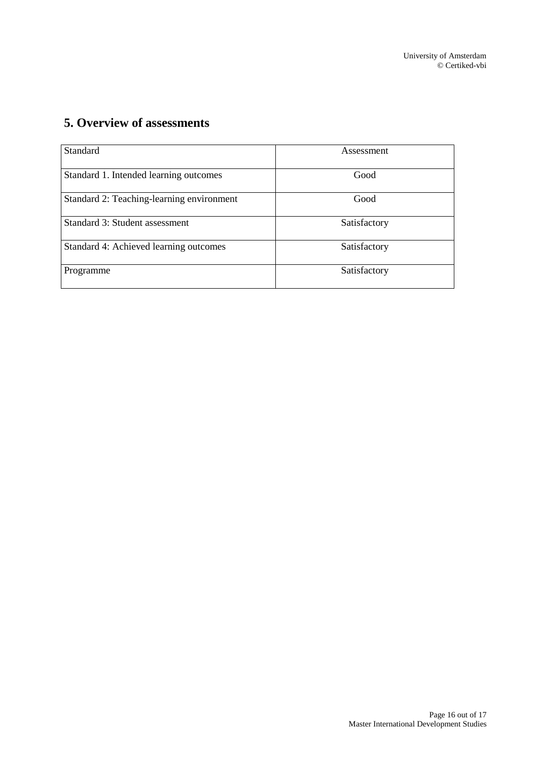## 5. Overview of assessments

| Standard | Assessment |
|---|---|
| Standard 1. Intended learning outcomes | Good |
| Standard 2: Teaching-learning environment | Good |
| Standard 3: Student assessment | Satisfactory |
| Standard 4: Achieved learning outcomes | Satisfactory |
| Programme | Satisfactory |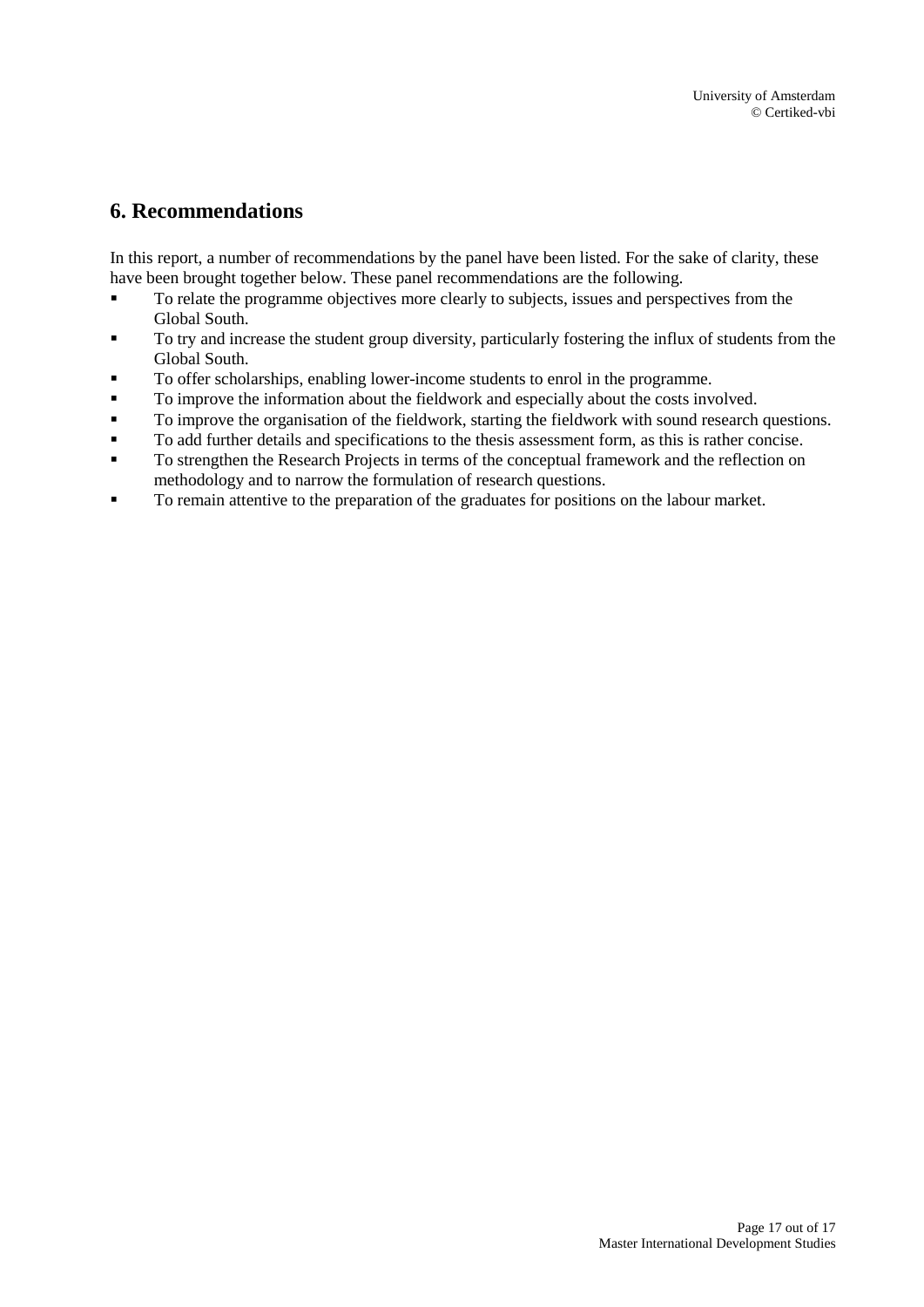## 6. Recommendations

In this report, a number of recommendations by the panel have been listed. For the sake of clarity, these have been brought together below. These panel recommendations are the following.

- To relate the programme objectives more clearly to subjects, issues and perspectives from the Global South.
- To try and increase the student group diversity, particularly fostering the influx of students from the Global South.
- To offer scholarships, enabling lower-income students to enrol in the programme.
- To improve the information about the fieldwork and especially about the costs involved.
- To improve the organisation of the fieldwork, starting the fieldwork with sound research questions.
- To add further details and specifications to the thesis assessment form, as this is rather concise.
- To strengthen the Research Projects in terms of the conceptual framework and the reflection on methodology and to narrow the formulation of research questions.
- To remain attentive to the preparation of the graduates for positions on the labour market.